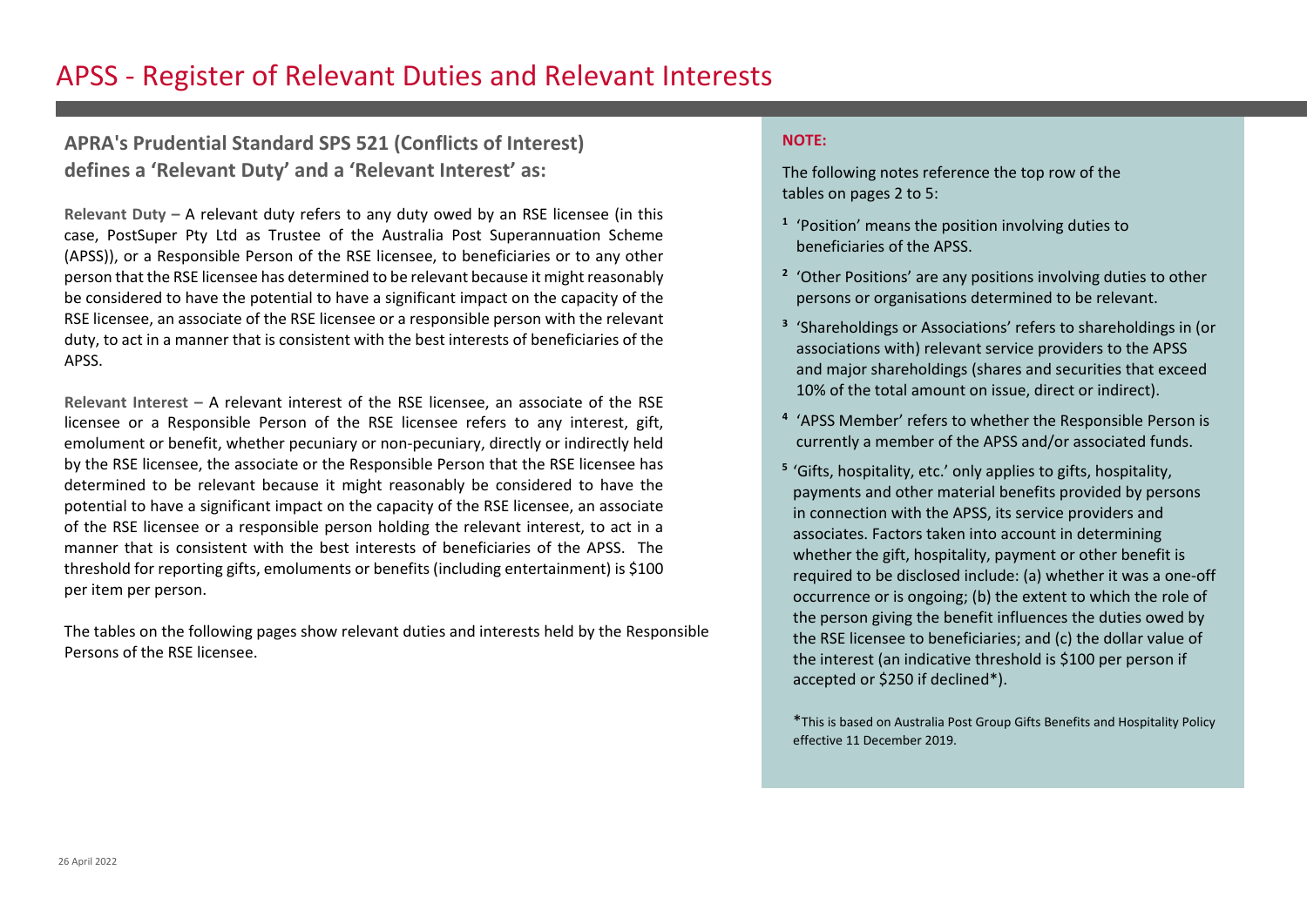# APSS - Register of Relevant Duties and Relevant Interests

## APRA's Prudential Standard SPS 521 (Conflicts of Interest) defines a 'Relevant Duty' and a 'Relevant Interest' as:

**Relevant Duty –** A relevant duty refers to any duty owed by an RSE licensee (in this case, PostSuper Pty Ltd as Trustee of the Australia Post Superannuation Scheme (APSS)), or a Responsible Person of the RSE licensee, to beneficiaries or to any other person that the RSE licensee has determined to be relevant because it might reasonably be considered to have the potential to have a significant impact on the capacity of the RSE licensee, an associate of the RSE licensee or a responsible person with the relevant duty, to act in a manner that is consistent with the best interests of beneficiaries of the APSS.

**Relevant Interest –** A relevant interest of the RSE licensee, an associate of the RSE licensee or a Responsible Person of the RSE licensee refers to any interest, gift, emolument or benefit, whether pecuniary or non-pecuniary, directly or indirectly held by the RSE licensee, the associate or the Responsible Person that the RSE licensee has determined to be relevant because it might reasonably be considered to have the potential to have a significant impact on the capacity of the RSE licensee, an associate of the RSE licensee or a responsible person holding the relevant interest, to act in a manner that is consistent with the best interests of beneficiaries of the APSS. The threshold for reporting gifts, emoluments or benefits (including entertainment) is $100 per item per person.

The tables on the following pages show relevant duties and interests held by the Responsible Persons of the RSE licensee.

**NOTE:**

The following notes reference the top row of the tables on pages 2 to 5:

[1] 'Position' means the position involving duties to beneficiaries of the APSS.

[2] 'Other Positions' are any positions involving duties to other persons or organisations determined to be relevant.

[3] 'Shareholdings or Associations' refers to shareholdings in (or associations with) relevant service providers to the APSS and major shareholdings (shares and securities that exceed 10% of the total amount on issue, direct or indirect).

[4] 'APSS Member' refers to whether the Responsible Person is currently a member of the APSS and/or associated funds.

[5] 'Gifts, hospitality, etc.' only applies to gifts, hospitality, payments and other material benefits provided by persons in connection with the APSS, its service providers and associates. Factors taken into account in determining whether the gift, hospitality, payment or other benefit is required to be disclosed include: (a) whether it was a one-off occurrence or is ongoing; (b) the extent to which the role of the person giving the benefit influences the duties owed by the RSE licensee to beneficiaries; and (c) the dollar value of the interest (an indicative threshold is $100 per person if accepted or $250 if declined*).

*This is based on Australia Post Group Gifts Benefits and Hospitality Policy effective 11 December 2019.

26 April 2022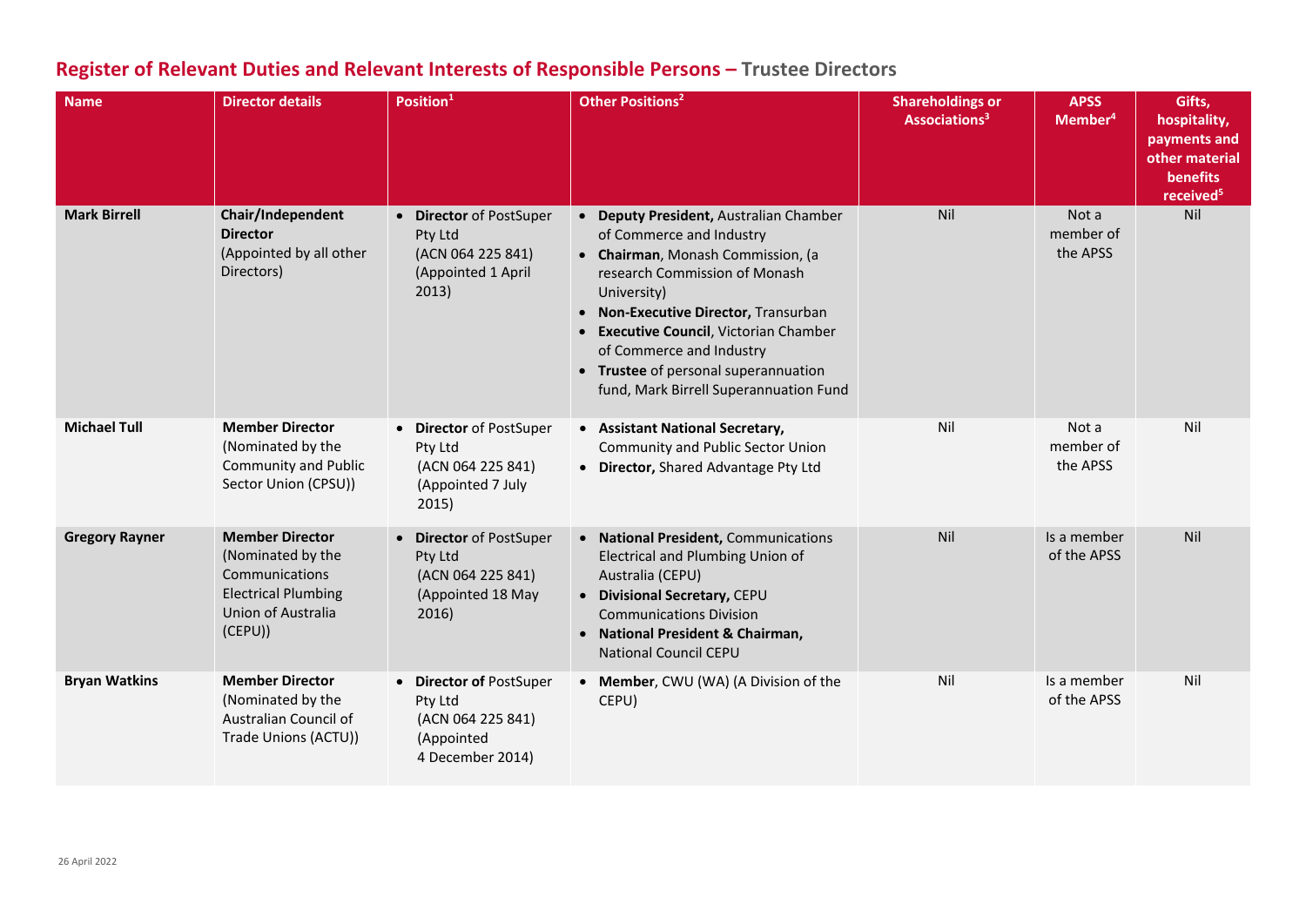## Register of Relevant Duties and Relevant Interests of Responsible Persons – Trustee Directors

| Name | Director details | Position[1] | Other Positions[2] | Shareholdings or Associations[3] | APSS Member[4] | Gifts, hospitality, payments and other material benefits received[5] |
|---|---|---|---|---|---|---|
| **Mark Birrell** | **Chair/Independent Director** (Appointed by all other Directors) | • **Director** of PostSuper Pty Ltd (ACN 064 225 841) (Appointed 1 April 2013) | • **Deputy President,** Australian Chamber of Commerce and Industry<br>• **Chairman**, Monash Commission, (a research Commission of Monash University)<br>• **Non-Executive Director,** Transurban<br>• **Executive Council**, Victorian Chamber of Commerce and Industry<br>• **Trustee** of personal superannuation fund, Mark Birrell Superannuation Fund | Nil | Not a member of the APSS | Nil |
| **Michael Tull** | **Member Director** (Nominated by the Community and Public Sector Union (CPSU)) | • **Director** of PostSuper Pty Ltd (ACN 064 225 841) (Appointed 7 July 2015) | • **Assistant National Secretary,** Community and Public Sector Union<br>• **Director,** Shared Advantage Pty Ltd | Nil | Not a member of the APSS | Nil |
| **Gregory Rayner** | **Member Director** (Nominated by the Communications Electrical Plumbing Union of Australia (CEPU)) | • **Director** of PostSuper Pty Ltd (ACN 064 225 841) (Appointed 18 May 2016) | • **National President,** Communications Electrical and Plumbing Union of Australia (CEPU)<br>• **Divisional Secretary,** CEPU Communications Division<br>• **National President & Chairman,** National Council CEPU | Nil | Is a member of the APSS | Nil |
| **Bryan Watkins** | **Member Director** (Nominated by the Australian Council of Trade Unions (ACTU)) | • **Director of** PostSuper Pty Ltd (ACN 064 225 841) (Appointed 4 December 2014) | • **Member**, CWU (WA) (A Division of the CEPU) | Nil | Is a member of the APSS | Nil |

26 April 2022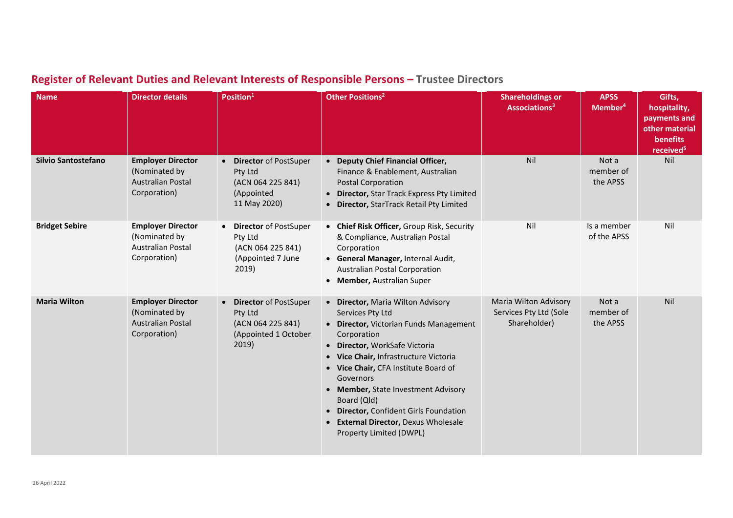## Register of Relevant Duties and Relevant Interests of Responsible Persons – Trustee Directors

| Name | Director details | Position[1] | Other Positions[2] | Shareholdings or Associations[3] | APSS Member[4] | Gifts, hospitality, payments and other material benefits received[5] |
|---|---|---|---|---|---|---|
| **Silvio Santostefano** | **Employer Director** (Nominated by Australian Postal Corporation) | • **Director** of PostSuper Pty Ltd (ACN 064 225 841) (Appointed 11 May 2020) | • **Deputy Chief Financial Officer,** Finance & Enablement, Australian Postal Corporation<br>• **Director,** Star Track Express Pty Limited<br>• **Director,** StarTrack Retail Pty Limited | Nil | Not a member of the APSS | Nil |
| **Bridget Sebire** | **Employer Director** (Nominated by Australian Postal Corporation) | • **Director** of PostSuper Pty Ltd (ACN 064 225 841) (Appointed 7 June 2019) | • **Chief Risk Officer,** Group Risk, Security & Compliance, Australian Postal Corporation<br>• **General Manager,** Internal Audit, Australian Postal Corporation<br>• **Member,** Australian Super | Nil | Is a member of the APSS | Nil |
| **Maria Wilton** | **Employer Director** (Nominated by Australian Postal Corporation) | • **Director** of PostSuper Pty Ltd (ACN 064 225 841) (Appointed 1 October 2019) | • **Director,** Maria Wilton Advisory Services Pty Ltd<br>• **Director,** Victorian Funds Management Corporation<br>• **Director,** WorkSafe Victoria<br>• **Vice Chair,** Infrastructure Victoria<br>• **Vice Chair,** CFA Institute Board of Governors<br>• **Member,** State Investment Advisory Board (Qld)<br>• **Director,** Confident Girls Foundation<br>• **External Director,** Dexus Wholesale Property Limited (DWPL) | Maria Wilton Advisory Services Pty Ltd (Sole Shareholder) | Not a member of the APSS | Nil |

26 April 2022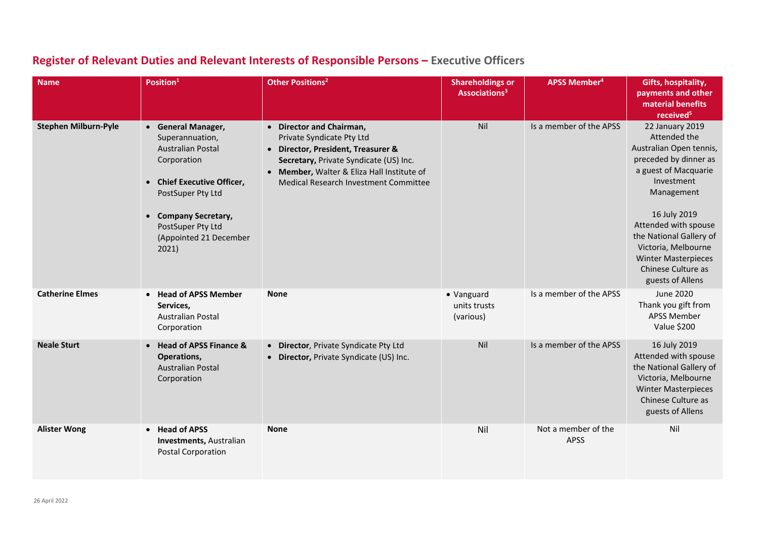## Register of Relevant Duties and Relevant Interests of Responsible Persons – Executive Officers

| Name | Position[1] | Other Positions[2] | Shareholdings or Associations[3] | APSS Member[4] | Gifts, hospitality, payments and other material benefits received[5] |
|---|---|---|---|---|---|
| **Stephen Milburn-Pyle** | • **General Manager,** Superannuation, Australian Postal Corporation<br>• **Chief Executive Officer,** PostSuper Pty Ltd<br>• **Company Secretary,** PostSuper Pty Ltd (Appointed 21 December 2021) | • **Director and Chairman,** Private Syndicate Pty Ltd<br>• **Director, President, Treasurer & Secretary,** Private Syndicate (US) Inc.<br>• **Member,** Walter & Eliza Hall Institute of Medical Research Investment Committee | Nil | Is a member of the APSS | 22 January 2019 Attended the Australian Open tennis, preceded by dinner as a guest of Macquarie Investment Management<br><br>16 July 2019 Attended with spouse the National Gallery of Victoria, Melbourne Winter Masterpieces Chinese Culture as guests of Allens |
| **Catherine Elmes** | • **Head of APSS Member Services,** Australian Postal Corporation | **None** | • Vanguard units trusts (various) | Is a member of the APSS | June 2020 Thank you gift from APSS Member Value $200 |
| **Neale Sturt** | • **Head of APSS Finance & Operations,** Australian Postal Corporation | • **Director**, Private Syndicate Pty Ltd<br>• **Director,** Private Syndicate (US) Inc. | Nil | Is a member of the APSS | 16 July 2019 Attended with spouse the National Gallery of Victoria, Melbourne Winter Masterpieces Chinese Culture as guests of Allens |
| **Alister Wong** | • **Head of APSS Investments,** Australian Postal Corporation | **None** | Nil | Not a member of the APSS | Nil |

26 April 2022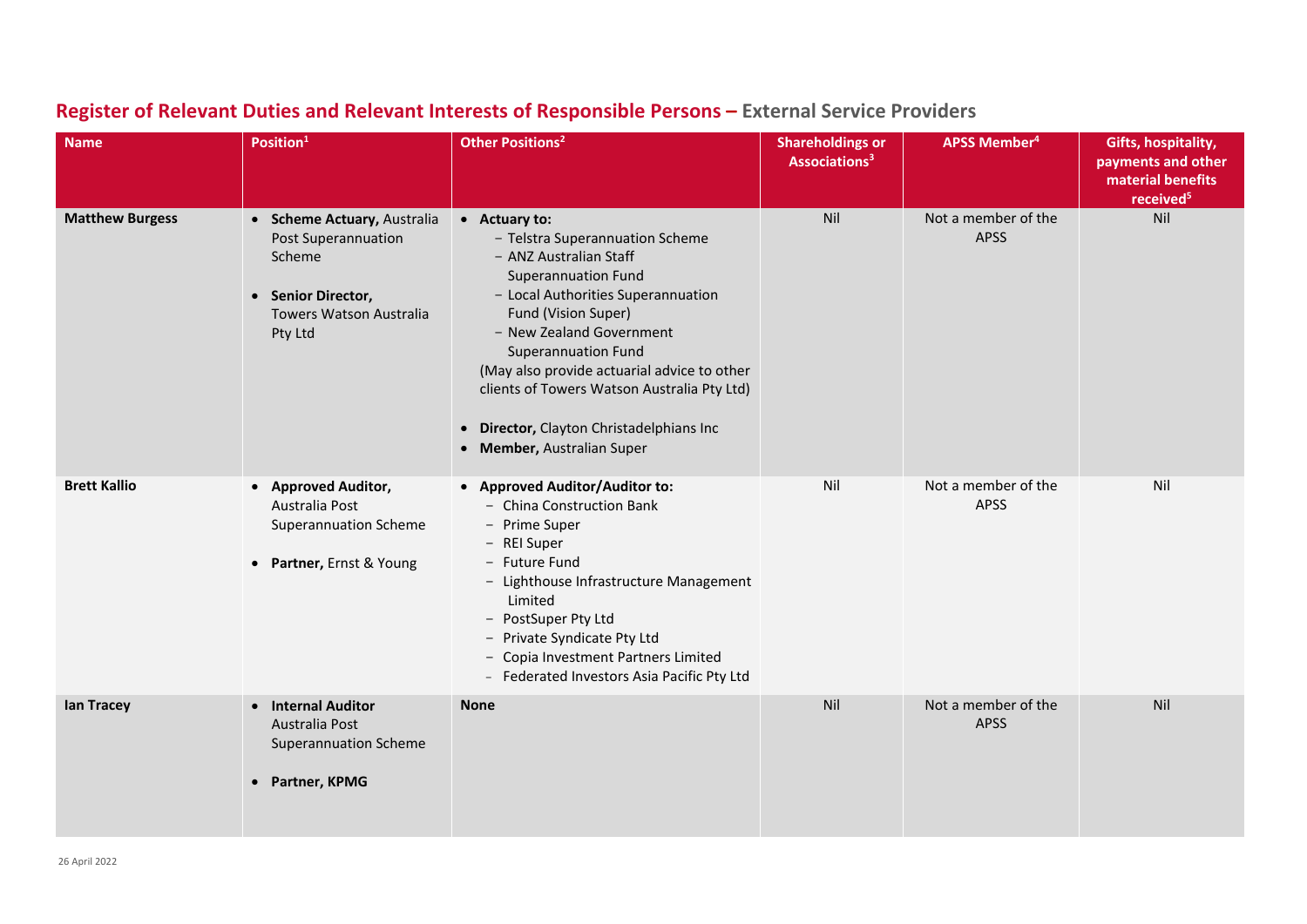## Register of Relevant Duties and Relevant Interests of Responsible Persons – External Service Providers

| Name | Position[1] | Other Positions[2] | Shareholdings or Associations[3] | APSS Member[4] | Gifts, hospitality, payments and other material benefits received[5] |
|---|---|---|---|---|---|
| **Matthew Burgess** | • **Scheme Actuary,** Australia Post Superannuation Scheme<br><br>• **Senior Director,** Towers Watson Australia Pty Ltd | • **Actuary to:**<br>− Telstra Superannuation Scheme<br>− ANZ Australian Staff Superannuation Fund<br>− Local Authorities Superannuation Fund (Vision Super)<br>− New Zealand Government Superannuation Fund<br>(May also provide actuarial advice to other clients of Towers Watson Australia Pty Ltd)<br><br>• **Director,** Clayton Christadelphians Inc<br>• **Member,** Australian Super | Nil | Not a member of the APSS | Nil |
| **Brett Kallio** | • **Approved Auditor,** Australia Post Superannuation Scheme<br><br>• **Partner,** Ernst & Young | • **Approved Auditor/Auditor to:**<br>− China Construction Bank<br>− Prime Super<br>− REI Super<br>− Future Fund<br>− Lighthouse Infrastructure Management Limited<br>− PostSuper Pty Ltd<br>− Private Syndicate Pty Ltd<br>− Copia Investment Partners Limited<br>− Federated Investors Asia Pacific Pty Ltd | Nil | Not a member of the APSS | Nil |
| **Ian Tracey** | • **Internal Auditor** Australia Post Superannuation Scheme<br><br>• **Partner, KPMG** | **None** | Nil | Not a member of the APSS | Nil |

26 April 2022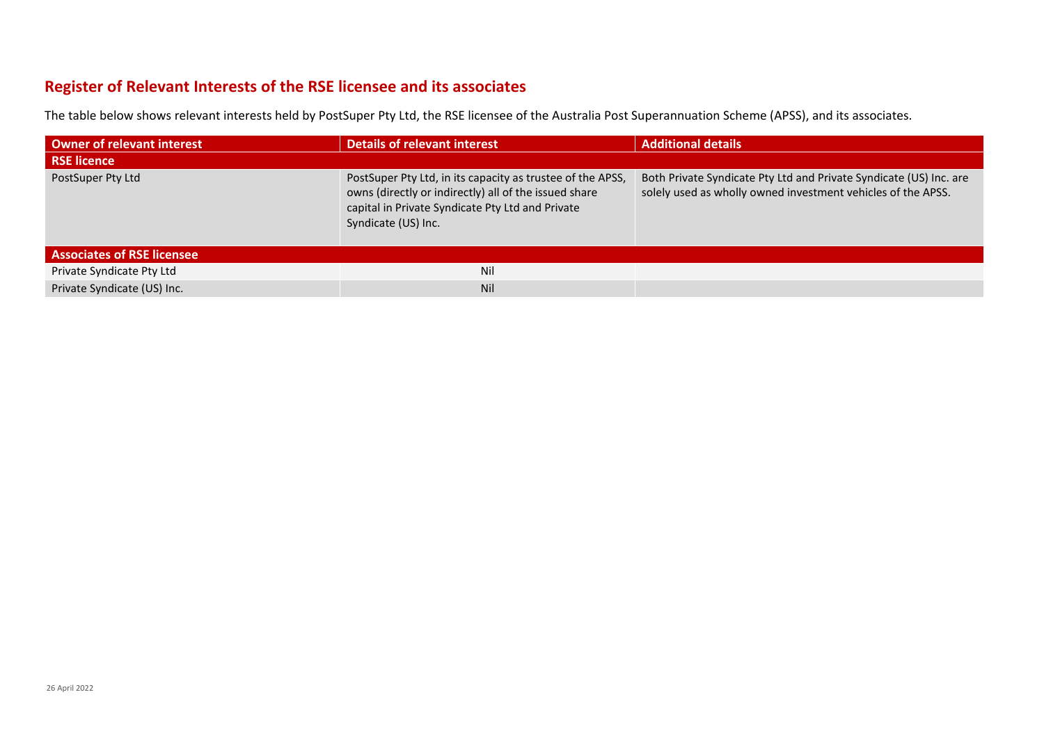## Register of Relevant Interests of the RSE licensee and its associates

The table below shows relevant interests held by PostSuper Pty Ltd, the RSE licensee of the Australia Post Superannuation Scheme (APSS), and its associates.

| Owner of relevant interest | Details of relevant interest | Additional details |
|---|---|---|
| **RSE licence** | | |
| PostSuper Pty Ltd | PostSuper Pty Ltd, in its capacity as trustee of the APSS, owns (directly or indirectly) all of the issued share capital in Private Syndicate Pty Ltd and Private Syndicate (US) Inc. | Both Private Syndicate Pty Ltd and Private Syndicate (US) Inc. are solely used as wholly owned investment vehicles of the APSS. |
| **Associates of RSE licensee** | | |
| Private Syndicate Pty Ltd | Nil | |
| Private Syndicate (US) Inc. | Nil | |

26 April 2022